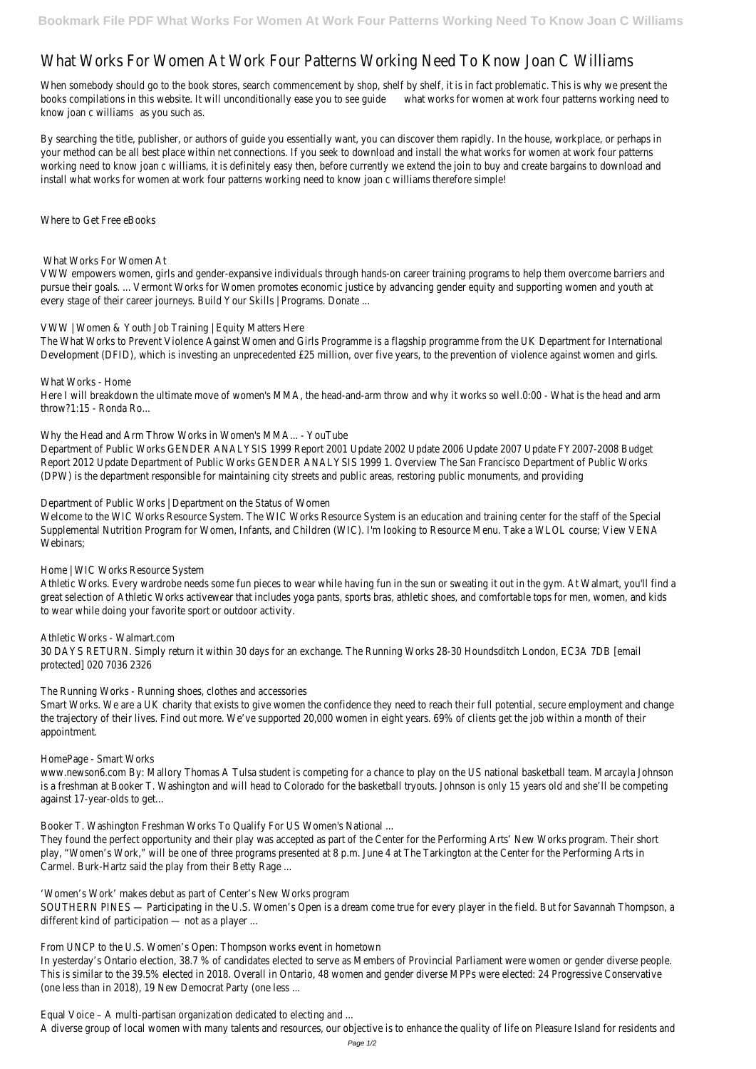# What Works For Women At Work Four Patterns Working Need To Know Joan C Williams

When somebody should go to the book stores, search commencement by shop, shelf by shelf, it is in fact problematic. This is why we present the books compilations in this website. It will unconditionally ease you to see guide what works for women at work four patterns working need to know joan c williams as you such as.

By searching the title, publisher, or authors of guide you essentially want, you can discover them rapidly. In the house, workplace, or perhaps in your method can be all best place within net connections. If you seek to download and install the what works for women at work four patterns working need to know joan c williams, it is definitely easy then, before currently we extend the join to buy and create bargains to download and install what works for women at work four patterns working need to know joan c williams therefore simple!

Where to Get Free eBooks

What Works For Women At

VWW empowers women, girls and gender-expansive individuals through hands-on career training programs to help them overcome barriers and pursue their goals. ... Vermont Works for Women promotes economic justice by advancing gender equity and supporting women and youth at every stage of their career journeys. Build Your Skills | Programs. Donate ...

VWW | Women & Youth Job Training | Equity Matters Here

The What Works to Prevent Violence Against Women and Girls Programme is a flagship programme from the UK Department for International Development (DFID), which is investing an unprecedented £25 million, over five years, to the prevention of violence against women and girls.

What Works - Home

Here I will breakdown the ultimate move of women's MMA, the head-and-arm throw and why it works so well.0:00 - What is the head and arm throw?1:15 - Ronda Ro...

Why the Head and Arm Throw Works in Women's MMA... - YouTube

Department of Public Works GENDER ANALYSIS 1999 Report 2001 Update 2002 Update 2006 Update 2007 Update FY2007-2008 Budget Report 2012 Update Department of Public Works GENDER ANALYSIS 1999 1. Overview The San Francisco Department of Public Works (DPW) is the department responsible for maintaining city streets and public areas, restoring public monuments, and providing

Department of Public Works | Department on the Status of Women

Welcome to the WIC Works Resource System. The WIC Works Resource System is an education and training center for the staff of the Special Supplemental Nutrition Program for Women, Infants, and Children (WIC). I'm looking to Resource Menu. Take a WLOL course; View VENA Webinars;

Home | WIC Works Resource System

Athletic Works. Every wardrobe needs some fun pieces to wear while having fun in the sun or sweating it out in the gym. At Walmart, you'll find a great selection of Athletic Works activewear that includes yoga pants, sports bras, athletic shoes, and comfortable tops for men, women, and kids to wear while doing your favorite sport or outdoor activity.

Athletic Works - Walmart.com

30 DAYS RETURN. Simply return it within 30 days for an exchange. The Running Works 28-30 Houndsditch London, EC3A 7DB [email protected] 020 7036 2326

The Running Works - Running shoes, clothes and accessories

Smart Works. We are a UK charity that exists to give women the confidence they need to reach their full potential, secure employment and change the trajectory of their lives. Find out more. We've supported 20,000 women in eight years. 69% of clients get the job within a month of their appointment.

HomePage - Smart Works

www.newson6.com By: Mallory Thomas A Tulsa student is competing for a chance to play on the US national basketball team. Marcayla Johnson is a freshman at Booker T. Washington and will head to Colorado for the basketball tryouts. Johnson is only 15 years old and she'll be competing against 17-year-olds to get...

Booker T. Washington Freshman Works To Qualify For US Women's National ...

They found the perfect opportunity and their play was accepted as part of the Center for the Performing Arts' New Works program. Their short play, "Women's Work," will be one of three programs presented at 8 p.m. June 4 at The Tarkington at the Center for the Performing Arts in Carmel. Burk-Hartz said the play from their Betty Rage ...

'Women's Work' makes debut as part of Center's New Works program

SOUTHERN PINES — Participating in the U.S. Women's Open is a dream come true for every player in the field. But for Savannah Thompson, a different kind of participation — not as a player ...

From UNCP to the U.S. Women's Open: Thompson works event in hometown

In yesterday's Ontario election, 38.7 % of candidates elected to serve as Members of Provincial Parliament were women or gender diverse people. This is similar to the 39.5% elected in 2018. Overall in Ontario, 48 women and gender diverse MPPs were elected: 24 Progressive Conservative (one less than in 2018), 19 New Democrat Party (one less ...

Equal Voice – A multi-partisan organization dedicated to electing and ...

A diverse group of local women with many talents and resources, our objective is to enhance the quality of life on Pleasure Island for residents and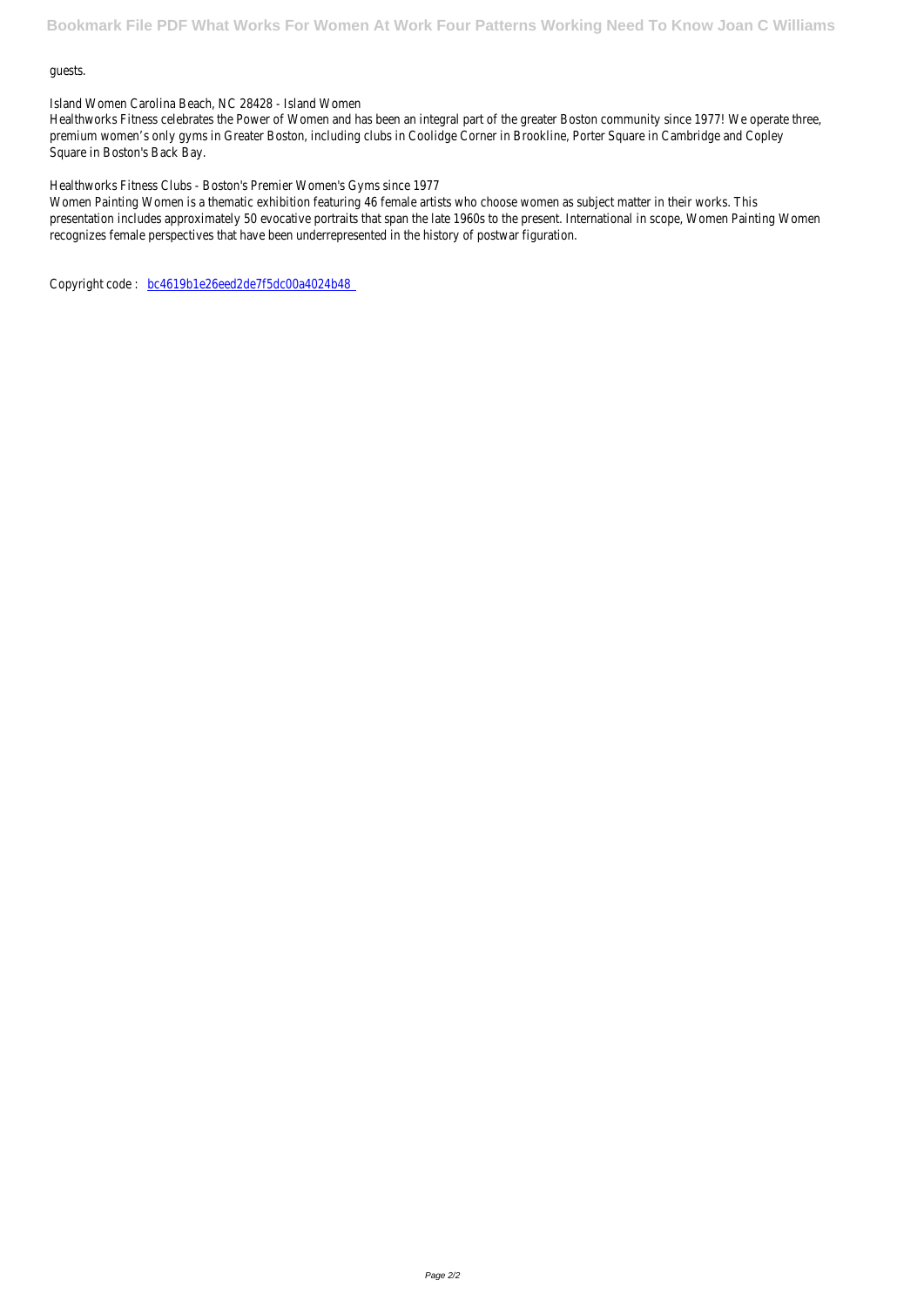guests.

Island Women Carolina Beach, NC 28428 - Island Women
Healthworks Fitness celebrates the Power of Women and has been an integral part of the greater Boston community since 1977! We operate three, premium women's only gyms in Greater Boston, including clubs in Coolidge Corner in Brookline, Porter Square in Cambridge and Copley Square in Boston's Back Bay.

Healthworks Fitness Clubs - Boston's Premier Women's Gyms since 1977
Women Painting Women is a thematic exhibition featuring 46 female artists who choose women as subject matter in their works. This presentation includes approximately 50 evocative portraits that span the late 1960s to the present. International in scope, Women Painting Women recognizes female perspectives that have been underrepresented in the history of postwar figuration.

Copyright code : bc4619b1e26eed2de7f5dc00a4024b48